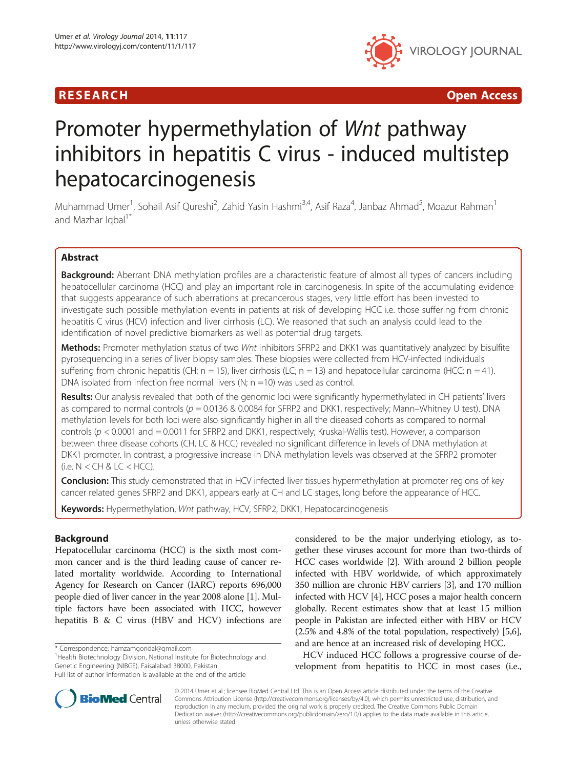RESEARCH Open Access

# Promoter hypermethylation of *Wnt* pathway inhibitors in hepatitis C virus - induced multistep hepatocarcinogenesis

Muhammad Umer[1], Sohail Asif Qureshi[2], Zahid Yasin Hashmi[3,4], Asif Raza[4], Janbaz Ahmad[5], Moazur Rahman[1] and Mazhar Iqbal[1*]

## Abstract

**Background:** Aberrant DNA methylation profiles are a characteristic feature of almost all types of cancers including hepatocellular carcinoma (HCC) and play an important role in carcinogenesis. In spite of the accumulating evidence that suggests appearance of such aberrations at precancerous stages, very little effort has been invested to investigate such possible methylation events in patients at risk of developing HCC i.e. those suffering from chronic hepatitis C virus (HCV) infection and liver cirrhosis (LC). We reasoned that such an analysis could lead to the identification of novel predictive biomarkers as well as potential drug targets.

**Methods:** Promoter methylation status of two *Wnt* inhibitors SFRP2 and DKK1 was quantitatively analyzed by bisulfite pyrosequencing in a series of liver biopsy samples. These biopsies were collected from HCV-infected individuals suffering from chronic hepatitis (CH; n = 15), liver cirrhosis (LC; n = 13) and hepatocellular carcinoma (HCC; n = 41). DNA isolated from infection free normal livers (N; n =10) was used as control.

**Results:** Our analysis revealed that both of the genomic loci were significantly hypermethylated in CH patients' livers as compared to normal controls ($p = 0.0136$ & 0.0084 for SFRP2 and DKK1, respectively; Mann–Whitney U test). DNA methylation levels for both loci were also significantly higher in all the diseased cohorts as compared to normal controls ($p < 0.0001$ and $= 0.0011$ for SFRP2 and DKK1, respectively; Kruskal-Wallis test). However, a comparison between three disease cohorts (CH, LC & HCC) revealed no significant difference in levels of DNA methylation at DKK1 promoter. In contrast, a progressive increase in DNA methylation levels was observed at the SFRP2 promoter (i.e. N < CH & LC < HCC).

**Conclusion:** This study demonstrated that in HCV infected liver tissues hypermethylation at promoter regions of key cancer related genes SFRP2 and DKK1, appears early at CH and LC stages, long before the appearance of HCC.

**Keywords:** Hypermethylation, *Wnt* pathway, HCV, SFRP2, DKK1, Hepatocarcinogenesis

## Background

Hepatocellular carcinoma (HCC) is the sixth most common cancer and is the third leading cause of cancer related mortality worldwide. According to International Agency for Research on Cancer (IARC) reports 696,000 people died of liver cancer in the year 2008 alone [1]. Multiple factors have been associated with HCC, however hepatitis B & C virus (HBV and HCV) infections are considered to be the major underlying etiology, as together these viruses account for more than two-thirds of HCC cases worldwide [2]. With around 2 billion people infected with HBV worldwide, of which approximately 350 million are chronic HBV carriers [3], and 170 million infected with HCV [4], HCC poses a major health concern globally. Recent estimates show that at least 15 million people in Pakistan are infected either with HBV or HCV (2.5% and 4.8% of the total population, respectively) [5,6], and are hence at an increased risk of developing HCC.

HCV induced HCC follows a progressive course of development from hepatitis to HCC in most cases (i.e.,

\* Correspondence: hamzamgondal@gmail.com
[1]Health Biotechnology Division, National Institute for Biotechnology and Genetic Engineering (NIBGE), Faisalabad 38000, Pakistan
Full list of author information is available at the end of the article

© 2014 Umer et al.; licensee BioMed Central Ltd. This is an Open Access article distributed under the terms of the Creative Commons Attribution License (http://creativecommons.org/licenses/by/4.0), which permits unrestricted use, distribution, and reproduction in any medium, provided the original work is properly credited. The Creative Commons Public Domain Dedication waiver (http://creativecommons.org/publicdomain/zero/1.0/) applies to the data made available in this article, unless otherwise stated.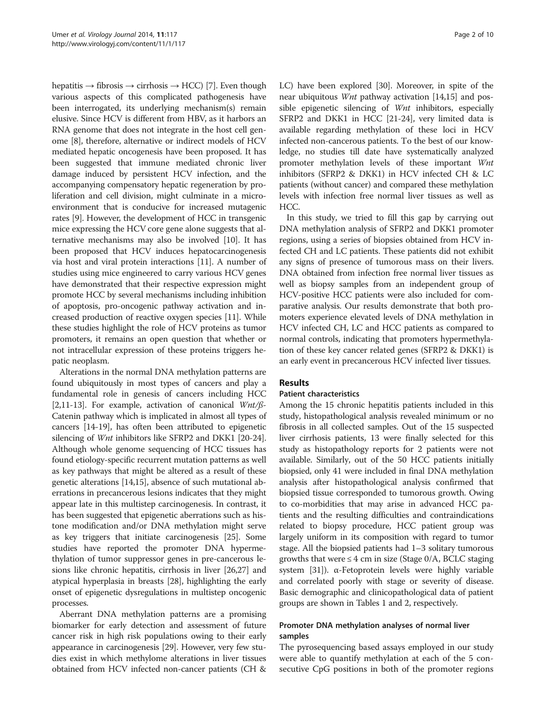hepatitis → fibrosis → cirrhosis → HCC) [7]. Even though various aspects of this complicated pathogenesis have been interrogated, its underlying mechanism(s) remain elusive. Since HCV is different from HBV, as it harbors an RNA genome that does not integrate in the host cell genome [8], therefore, alternative or indirect models of HCV mediated hepatic oncogenesis have been proposed. It has been suggested that immune mediated chronic liver damage induced by persistent HCV infection, and the accompanying compensatory hepatic regeneration by proliferation and cell division, might culminate in a microenvironment that is conducive for increased mutagenic rates [9]. However, the development of HCC in transgenic mice expressing the HCV core gene alone suggests that alternative mechanisms may also be involved [10]. It has been proposed that HCV induces hepatocarcinogenesis via host and viral protein interactions [11]. A number of studies using mice engineered to carry various HCV genes have demonstrated that their respective expression might promote HCC by several mechanisms including inhibition of apoptosis, pro-oncogenic pathway activation and increased production of reactive oxygen species [11]. While these studies highlight the role of HCV proteins as tumor promoters, it remains an open question that whether or not intracellular expression of these proteins triggers hepatic neoplasm.

Alterations in the normal DNA methylation patterns are found ubiquitously in most types of cancers and play a fundamental role in genesis of cancers including HCC [2,11-13]. For example, activation of canonical *Wnt/ß*-Catenin pathway which is implicated in almost all types of cancers [14-19], has often been attributed to epigenetic silencing of *Wnt* inhibitors like SFRP2 and DKK1 [20-24]. Although whole genome sequencing of HCC tissues has found etiology-specific recurrent mutation patterns as well as key pathways that might be altered as a result of these genetic alterations [14,15], absence of such mutational aberrations in precancerous lesions indicates that they might appear late in this multistep carcinogenesis. In contrast, it has been suggested that epigenetic aberrations such as histone modification and/or DNA methylation might serve as key triggers that initiate carcinogenesis [25]. Some studies have reported the promoter DNA hypermethylation of tumor suppressor genes in pre-cancerous lesions like chronic hepatitis, cirrhosis in liver [26,27] and atypical hyperplasia in breasts [28], highlighting the early onset of epigenetic dysregulations in multistep oncogenic processes.

Aberrant DNA methylation patterns are a promising biomarker for early detection and assessment of future cancer risk in high risk populations owing to their early appearance in carcinogenesis [29]. However, very few studies exist in which methylome alterations in liver tissues obtained from HCV infected non-cancer patients (CH & LC) have been explored [30]. Moreover, in spite of the near ubiquitous *Wnt* pathway activation [14,15] and possible epigenetic silencing of *Wnt* inhibitors, especially SFRP2 and DKK1 in HCC [21-24], very limited data is available regarding methylation of these loci in HCV infected non-cancerous patients. To the best of our knowledge, no studies till date have systematically analyzed promoter methylation levels of these important *Wnt* inhibitors (SFRP2 & DKK1) in HCV infected CH & LC patients (without cancer) and compared these methylation levels with infection free normal liver tissues as well as HCC.

In this study, we tried to fill this gap by carrying out DNA methylation analysis of SFRP2 and DKK1 promoter regions, using a series of biopsies obtained from HCV infected CH and LC patients. These patients did not exhibit any signs of presence of tumorous mass on their livers. DNA obtained from infection free normal liver tissues as well as biopsy samples from an independent group of HCV-positive HCC patients were also included for comparative analysis. Our results demonstrate that both promoters experience elevated levels of DNA methylation in HCV infected CH, LC and HCC patients as compared to normal controls, indicating that promoters hypermethylation of these key cancer related genes (SFRP2 & DKK1) is an early event in precancerous HCV infected liver tissues.

## Results

### Patient characteristics

Among the 15 chronic hepatitis patients included in this study, histopathological analysis revealed minimum or no fibrosis in all collected samples. Out of the 15 suspected liver cirrhosis patients, 13 were finally selected for this study as histopathology reports for 2 patients were not available. Similarly, out of the 50 HCC patients initially biopsied, only 41 were included in final DNA methylation analysis after histopathological analysis confirmed that biopsied tissue corresponded to tumorous growth. Owing to co-morbidities that may arise in advanced HCC patients and the resulting difficulties and contraindications related to biopsy procedure, HCC patient group was largely uniform in its composition with regard to tumor stage. All the biopsied patients had 1–3 solitary tumorous growths that were ≤ 4 cm in size (Stage 0/A, BCLC staging system [31]). α-Fetoprotein levels were highly variable and correlated poorly with stage or severity of disease. Basic demographic and clinicopathological data of patient groups are shown in Tables 1 and 2, respectively.

### Promoter DNA methylation analyses of normal liver samples

The pyrosequencing based assays employed in our study were able to quantify methylation at each of the 5 consecutive CpG positions in both of the promoter regions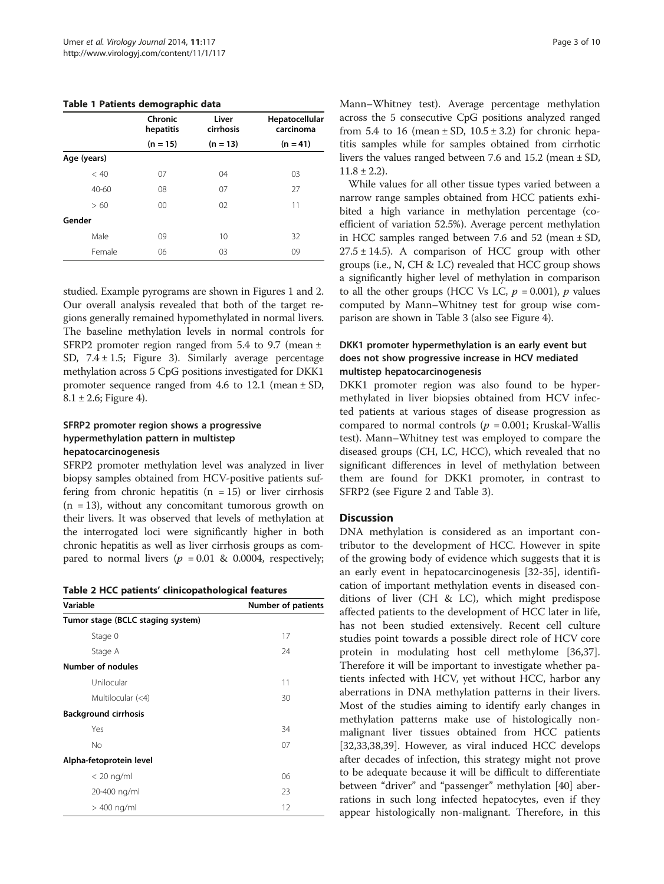**Table 1 Patients demographic data**

| | Chronic hepatitis (n = 15) | Liver cirrhosis (n = 13) | Hepatocellular carcinoma (n = 41) |
|---|---|---|---|
| **Age (years)** | | | |
| < 40 | 07 | 04 | 03 |
| 40-60 | 08 | 07 | 27 |
| > 60 | 00 | 02 | 11 |
| **Gender** | | | |
| Male | 09 | 10 | 32 |
| Female | 06 | 03 | 09 |

studied. Example pyrograms are shown in Figures 1 and 2. Our overall analysis revealed that both of the target regions generally remained hypomethylated in normal livers. The baseline methylation levels in normal controls for SFRP2 promoter region ranged from 5.4 to 9.7 (mean ± SD, 7.4 ± 1.5; Figure 3). Similarly average percentage methylation across 5 CpG positions investigated for DKK1 promoter sequence ranged from 4.6 to 12.1 (mean ± SD, 8.1 ± 2.6; Figure 4).

### SFRP2 promoter region shows a progressive hypermethylation pattern in multistep hepatocarcinogenesis

SFRP2 promoter methylation level was analyzed in liver biopsy samples obtained from HCV-positive patients suffering from chronic hepatitis (n = 15) or liver cirrhosis (n = 13), without any concomitant tumorous growth on their livers. It was observed that levels of methylation at the interrogated loci were significantly higher in both chronic hepatitis as well as liver cirrhosis groups as compared to normal livers ($p$ = 0.01 & 0.0004, respectively; Mann–Whitney test). Average percentage methylation across the 5 consecutive CpG positions analyzed ranged from 5.4 to 16 (mean ± SD, 10.5 ± 3.2) for chronic hepatitis samples while for samples obtained from cirrhotic livers the values ranged between 7.6 and 15.2 (mean ± SD, 11.8 ± 2.2).

While values for all other tissue types varied between a narrow range samples obtained from HCC patients exhibited a high variance in methylation percentage (coefficient of variation 52.5%). Average percent methylation in HCC samples ranged between 7.6 and 52 (mean ± SD, 27.5 ± 14.5). A comparison of HCC group with other groups (i.e., N, CH & LC) revealed that HCC group shows a significantly higher level of methylation in comparison to all the other groups (HCC Vs LC, $p$ = 0.001), $p$ values computed by Mann–Whitney test for group wise comparison are shown in Table 3 (also see Figure 4).

**Table 2 HCC patients' clinicopathological features**

| Variable | Number of patients |
|---|---|
| **Tumor stage (BCLC staging system)** | |
| Stage 0 | 17 |
| Stage A | 24 |
| **Number of nodules** | |
| Unilocular | 11 |
| Multilocular (<4) | 30 |
| **Background cirrhosis** | |
| Yes | 34 |
| No | 07 |
| **Alpha-fetoprotein level** | |
| < 20 ng/ml | 06 |
| 20-400 ng/ml | 23 |
| > 400 ng/ml | 12 |

### DKK1 promoter hypermethylation is an early event but does not show progressive increase in HCV mediated multistep hepatocarcinogenesis

DKK1 promoter region was also found to be hypermethylated in liver biopsies obtained from HCV infected patients at various stages of disease progression as compared to normal controls ($p$ = 0.001; Kruskal-Wallis test). Mann–Whitney test was employed to compare the diseased groups (CH, LC, HCC), which revealed that no significant differences in level of methylation between them are found for DKK1 promoter, in contrast to SFRP2 (see Figure 2 and Table 3).

## Discussion

DNA methylation is considered as an important contributor to the development of HCC. However in spite of the growing body of evidence which suggests that it is an early event in hepatocarcinogenesis [32-35], identification of important methylation events in diseased conditions of liver (CH & LC), which might predispose affected patients to the development of HCC later in life, has not been studied extensively. Recent cell culture studies point towards a possible direct role of HCV core protein in modulating host cell methylome [36,37]. Therefore it will be important to investigate whether patients infected with HCV, yet without HCC, harbor any aberrations in DNA methylation patterns in their livers. Most of the studies aiming to identify early changes in methylation patterns make use of histologically non-malignant liver tissues obtained from HCC patients [32,33,38,39]. However, as viral induced HCC develops after decades of infection, this strategy might not prove to be adequate because it will be difficult to differentiate between "driver" and "passenger" methylation [40] aberrations in such long infected hepatocytes, even if they appear histologically non-malignant. Therefore, in this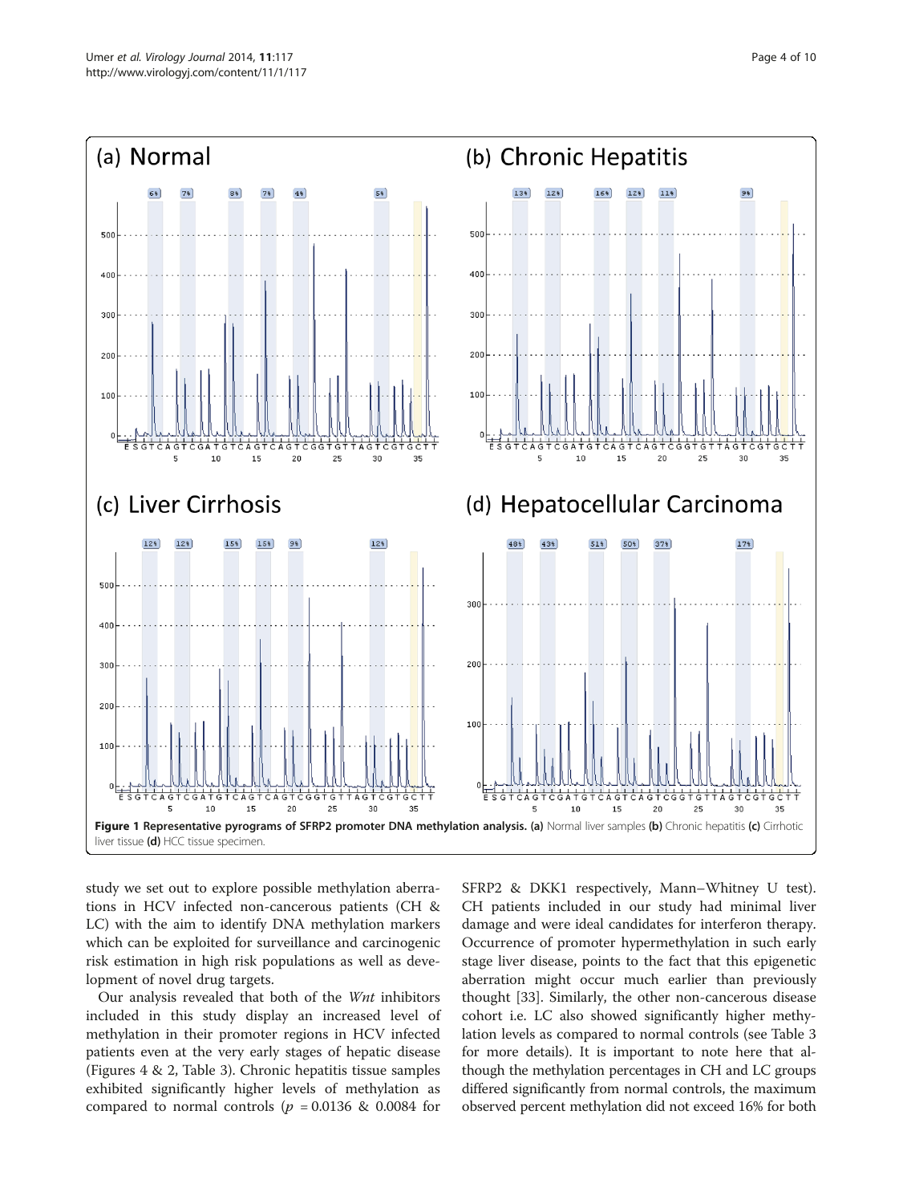**Figure 1 Representative pyrograms of SFRP2 promoter DNA methylation analysis.** **(a)** Normal liver samples **(b)** Chronic hepatitis **(c)** Cirrhotic liver tissue **(d)** HCC tissue specimen.

study we set out to explore possible methylation aberrations in HCV infected non-cancerous patients (CH & LC) with the aim to identify DNA methylation markers which can be exploited for surveillance and carcinogenic risk estimation in high risk populations as well as development of novel drug targets.

Our analysis revealed that both of the *Wnt* inhibitors included in this study display an increased level of methylation in their promoter regions in HCV infected patients even at the very early stages of hepatic disease (Figures 4 & 2, Table 3). Chronic hepatitis tissue samples exhibited significantly higher levels of methylation as compared to normal controls ($p$ = 0.0136 & 0.0084 for SFRP2 & DKK1 respectively, Mann–Whitney U test). CH patients included in our study had minimal liver damage and were ideal candidates for interferon therapy. Occurrence of promoter hypermethylation in such early stage liver disease, points to the fact that this epigenetic aberration might occur much earlier than previously thought [33]. Similarly, the other non-cancerous disease cohort i.e. LC also showed significantly higher methylation levels as compared to normal controls (see Table 3 for more details). It is important to note here that although the methylation percentages in CH and LC groups differed significantly from normal controls, the maximum observed percent methylation did not exceed 16% for both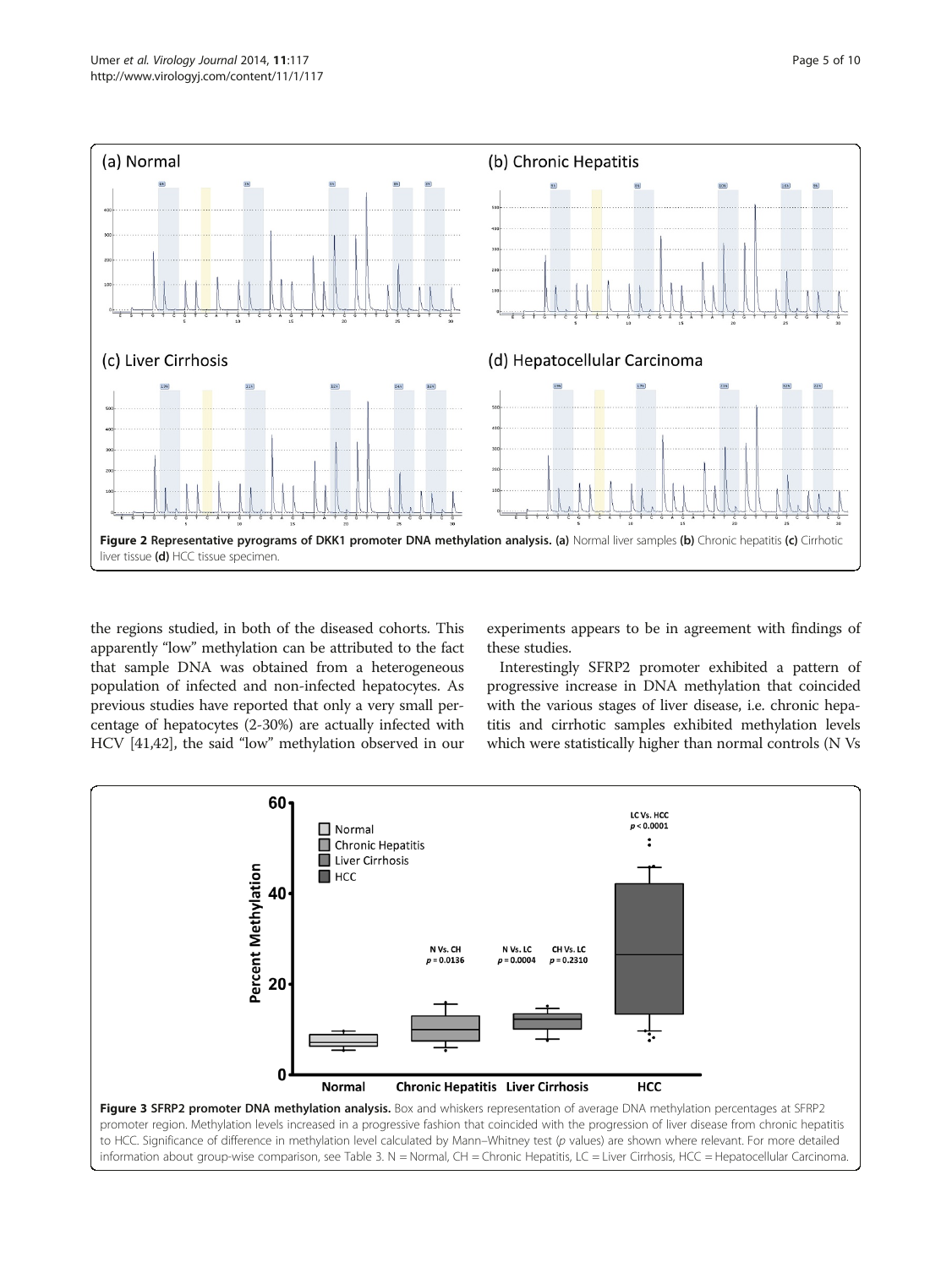**Figure 2 Representative pyrograms of DKK1 promoter DNA methylation analysis. (a)** Normal liver samples **(b)** Chronic hepatitis **(c)** Cirrhotic liver tissue **(d)** HCC tissue specimen.

the regions studied, in both of the diseased cohorts. This apparently "low" methylation can be attributed to the fact that sample DNA was obtained from a heterogeneous population of infected and non-infected hepatocytes. As previous studies have reported that only a very small percentage of hepatocytes (2-30%) are actually infected with HCV [41,42], the said "low" methylation observed in our experiments appears to be in agreement with findings of these studies.

Interestingly SFRP2 promoter exhibited a pattern of progressive increase in DNA methylation that coincided with the various stages of liver disease, i.e. chronic hepatitis and cirrhotic samples exhibited methylation levels which were statistically higher than normal controls (N Vs

**Figure 3 SFRP2 promoter DNA methylation analysis.** Box and whiskers representation of average DNA methylation percentages at SFRP2 promoter region. Methylation levels increased in a progressive fashion that coincided with the progression of liver disease from chronic hepatitis to HCC. Significance of difference in methylation level calculated by Mann–Whitney test (*p* values) are shown where relevant. For more detailed information about group-wise comparison, see Table 3. N = Normal, CH = Chronic Hepatitis, LC = Liver Cirrhosis, HCC = Hepatocellular Carcinoma.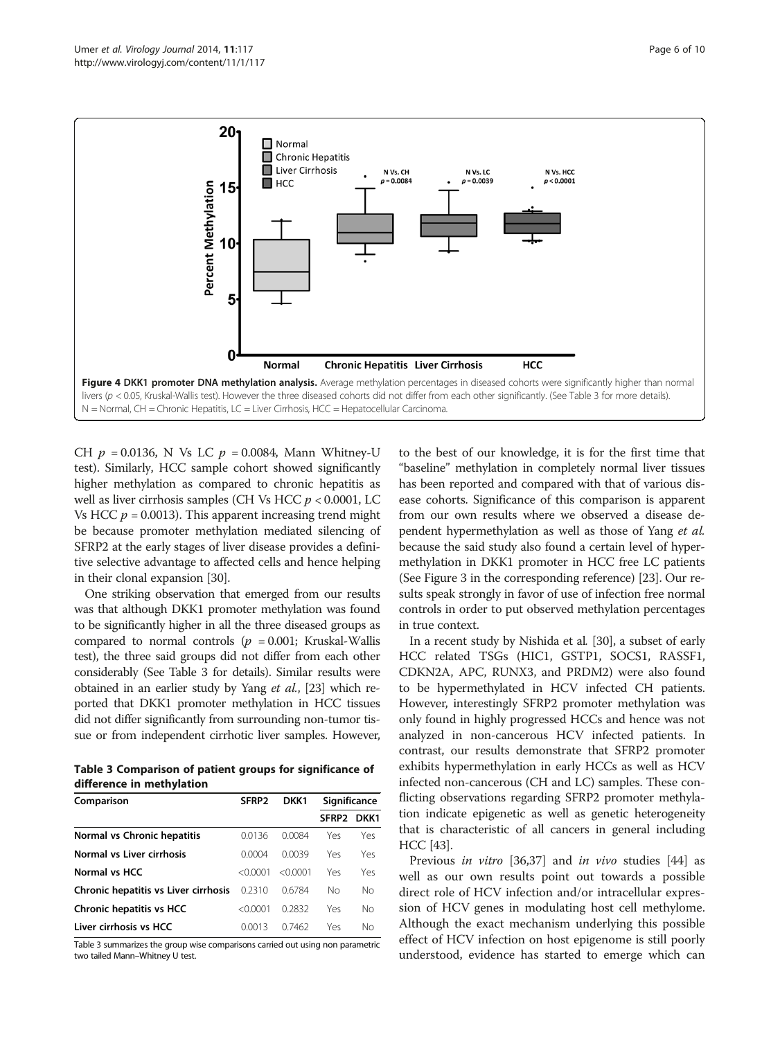**Figure 4 DKK1 promoter DNA methylation analysis.** Average methylation percentages in diseased cohorts were significantly higher than normal livers ($p < 0.05$, Kruskal-Wallis test). However the three diseased cohorts did not differ from each other significantly. (See Table 3 for more details). N = Normal, CH = Chronic Hepatitis, LC = Liver Cirrhosis, HCC = Hepatocellular Carcinoma.

CH $p = 0.0136$, N Vs LC $p = 0.0084$, Mann Whitney-U test). Similarly, HCC sample cohort showed significantly higher methylation as compared to chronic hepatitis as well as liver cirrhosis samples (CH Vs HCC $p < 0.0001$, LC Vs HCC $p = 0.0013$). This apparent increasing trend might be because promoter methylation mediated silencing of SFRP2 at the early stages of liver disease provides a definitive selective advantage to affected cells and hence helping in their clonal expansion [30].

One striking observation that emerged from our results was that although DKK1 promoter methylation was found to be significantly higher in all the three diseased groups as compared to normal controls ($p = 0.001$; Kruskal-Wallis test), the three said groups did not differ from each other considerably (See Table 3 for details). Similar results were obtained in an earlier study by Yang *et al.*, [23] which reported that DKK1 promoter methylation in HCC tissues did not differ significantly from surrounding non-tumor tissue or from independent cirrhotic liver samples. However, to the best of our knowledge, it is for the first time that "baseline" methylation in completely normal liver tissues has been reported and compared with that of various disease cohorts. Significance of this comparison is apparent from our own results where we observed a disease dependent hypermethylation as well as those of Yang *et al.* because the said study also found a certain level of hypermethylation in DKK1 promoter in HCC free LC patients (See Figure 3 in the corresponding reference) [23]. Our results speak strongly in favor of use of infection free normal controls in order to put observed methylation percentages in true context.

**Table 3 Comparison of patient groups for significance of difference in methylation**

| Comparison | SFRP2 | DKK1 | Significance | |
|---|---|---|---|---|
| | | | SFRP2 | DKK1 |
| **Normal vs Chronic hepatitis** | 0.0136 | 0.0084 | Yes | Yes |
| **Normal vs Liver cirrhosis** | 0.0004 | 0.0039 | Yes | Yes |
| **Normal vs HCC** | <0.0001 | <0.0001 | Yes | Yes |
| **Chronic hepatitis vs Liver cirrhosis** | 0.2310 | 0.6784 | No | No |
| **Chronic hepatitis vs HCC** | <0.0001 | 0.2832 | Yes | No |
| **Liver cirrhosis vs HCC** | 0.0013 | 0.7462 | Yes | No |

Table 3 summarizes the group wise comparisons carried out using non parametric two tailed Mann–Whitney U test.

In a recent study by Nishida et al. [30], a subset of early HCC related TSGs (HIC1, GSTP1, SOCS1, RASSF1, CDKN2A, APC, RUNX3, and PRDM2) were also found to be hypermethylated in HCV infected CH patients. However, interestingly SFRP2 promoter methylation was only found in highly progressed HCCs and hence was not analyzed in non-cancerous HCV infected patients. In contrast, our results demonstrate that SFRP2 promoter exhibits hypermethylation in early HCCs as well as HCV infected non-cancerous (CH and LC) samples. These conflicting observations regarding SFRP2 promoter methylation indicate epigenetic as well as genetic heterogeneity that is characteristic of all cancers in general including HCC [43].

Previous *in vitro* [36,37] and *in vivo* studies [44] as well as our own results point out towards a possible direct role of HCV infection and/or intracellular expression of HCV genes in modulating host cell methylome. Although the exact mechanism underlying this possible effect of HCV infection on host epigenome is still poorly understood, evidence has started to emerge which can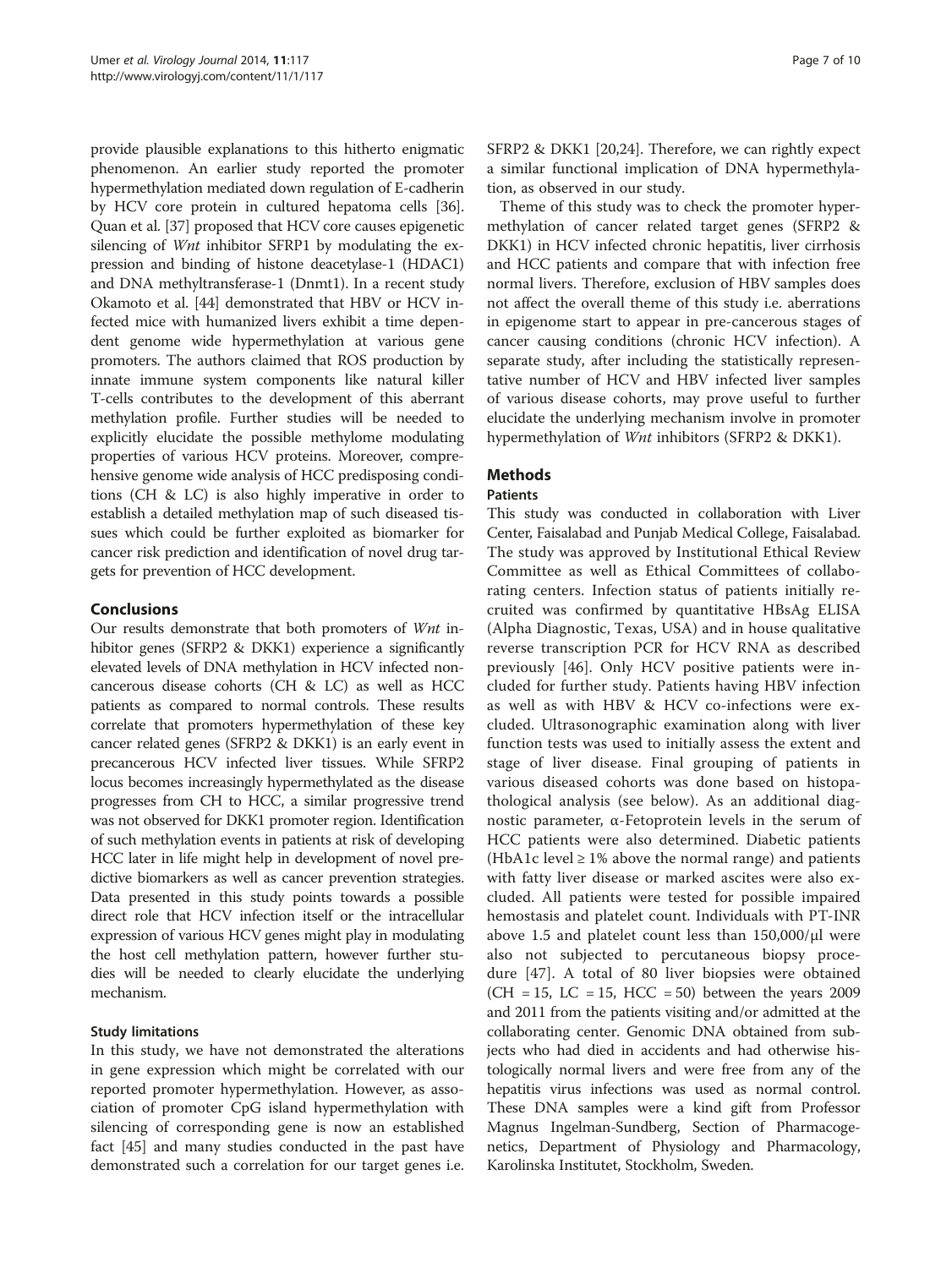provide plausible explanations to this hitherto enigmatic phenomenon. An earlier study reported the promoter hypermethylation mediated down regulation of E-cadherin by HCV core protein in cultured hepatoma cells [36]. Quan et al. [37] proposed that HCV core causes epigenetic silencing of *Wnt* inhibitor SFRP1 by modulating the expression and binding of histone deacetylase-1 (HDAC1) and DNA methyltransferase-1 (Dnmt1). In a recent study Okamoto et al. [44] demonstrated that HBV or HCV infected mice with humanized livers exhibit a time dependent genome wide hypermethylation at various gene promoters. The authors claimed that ROS production by innate immune system components like natural killer T-cells contributes to the development of this aberrant methylation profile. Further studies will be needed to explicitly elucidate the possible methylome modulating properties of various HCV proteins. Moreover, comprehensive genome wide analysis of HCC predisposing conditions (CH & LC) is also highly imperative in order to establish a detailed methylation map of such diseased tissues which could be further exploited as biomarker for cancer risk prediction and identification of novel drug targets for prevention of HCC development.

## Conclusions

Our results demonstrate that both promoters of *Wnt* inhibitor genes (SFRP2 & DKK1) experience a significantly elevated levels of DNA methylation in HCV infected noncancerous disease cohorts (CH & LC) as well as HCC patients as compared to normal controls. These results correlate that promoters hypermethylation of these key cancer related genes (SFRP2 & DKK1) is an early event in precancerous HCV infected liver tissues. While SFRP2 locus becomes increasingly hypermethylated as the disease progresses from CH to HCC, a similar progressive trend was not observed for DKK1 promoter region. Identification of such methylation events in patients at risk of developing HCC later in life might help in development of novel predictive biomarkers as well as cancer prevention strategies. Data presented in this study points towards a possible direct role that HCV infection itself or the intracellular expression of various HCV genes might play in modulating the host cell methylation pattern, however further studies will be needed to clearly elucidate the underlying mechanism.

### Study limitations

In this study, we have not demonstrated the alterations in gene expression which might be correlated with our reported promoter hypermethylation. However, as association of promoter CpG island hypermethylation with silencing of corresponding gene is now an established fact [45] and many studies conducted in the past have demonstrated such a correlation for our target genes i.e. SFRP2 & DKK1 [20,24]. Therefore, we can rightly expect a similar functional implication of DNA hypermethylation, as observed in our study.

Theme of this study was to check the promoter hypermethylation of cancer related target genes (SFRP2 & DKK1) in HCV infected chronic hepatitis, liver cirrhosis and HCC patients and compare that with infection free normal livers. Therefore, exclusion of HBV samples does not affect the overall theme of this study i.e. aberrations in epigenome start to appear in pre-cancerous stages of cancer causing conditions (chronic HCV infection). A separate study, after including the statistically representative number of HCV and HBV infected liver samples of various disease cohorts, may prove useful to further elucidate the underlying mechanism involve in promoter hypermethylation of *Wnt* inhibitors (SFRP2 & DKK1).

## Methods

### Patients

This study was conducted in collaboration with Liver Center, Faisalabad and Punjab Medical College, Faisalabad. The study was approved by Institutional Ethical Review Committee as well as Ethical Committees of collaborating centers. Infection status of patients initially recruited was confirmed by quantitative HBsAg ELISA (Alpha Diagnostic, Texas, USA) and in house qualitative reverse transcription PCR for HCV RNA as described previously [46]. Only HCV positive patients were included for further study. Patients having HBV infection as well as with HBV & HCV co-infections were excluded. Ultrasonographic examination along with liver function tests was used to initially assess the extent and stage of liver disease. Final grouping of patients in various diseased cohorts was done based on histopathological analysis (see below). As an additional diagnostic parameter, α-Fetoprotein levels in the serum of HCC patients were also determined. Diabetic patients (HbA1c level ≥ 1% above the normal range) and patients with fatty liver disease or marked ascites were also excluded. All patients were tested for possible impaired hemostasis and platelet count. Individuals with PT-INR above 1.5 and platelet count less than 150,000/μl were also not subjected to percutaneous biopsy procedure [47]. A total of 80 liver biopsies were obtained (CH = 15, LC = 15, HCC = 50) between the years 2009 and 2011 from the patients visiting and/or admitted at the collaborating center. Genomic DNA obtained from subjects who had died in accidents and had otherwise histologically normal livers and were free from any of the hepatitis virus infections was used as normal control. These DNA samples were a kind gift from Professor Magnus Ingelman-Sundberg, Section of Pharmacogenetics, Department of Physiology and Pharmacology, Karolinska Institutet, Stockholm, Sweden.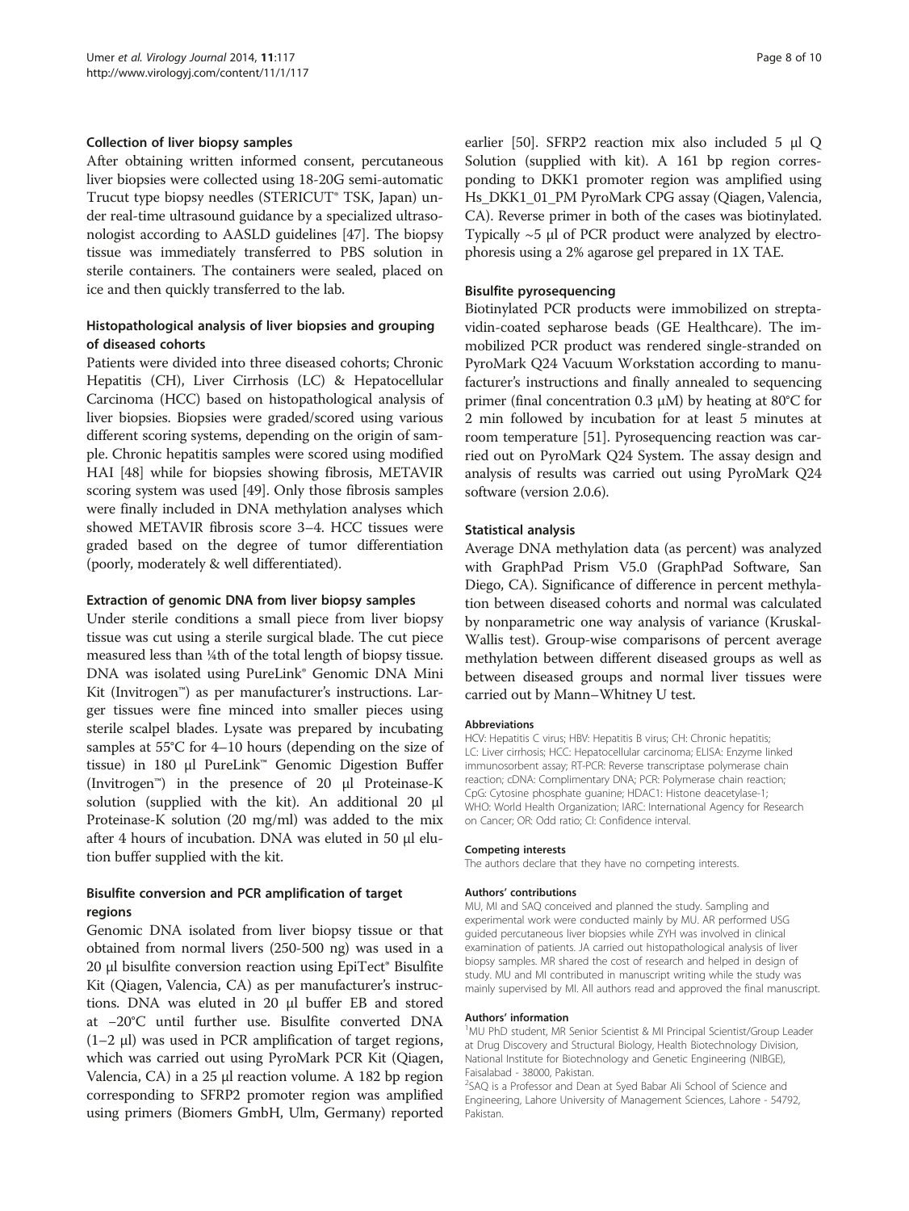### Collection of liver biopsy samples

After obtaining written informed consent, percutaneous liver biopsies were collected using 18-20G semi-automatic Trucut type biopsy needles (STERICUT® TSK, Japan) under real-time ultrasound guidance by a specialized ultrasonologist according to AASLD guidelines [47]. The biopsy tissue was immediately transferred to PBS solution in sterile containers. The containers were sealed, placed on ice and then quickly transferred to the lab.

### Histopathological analysis of liver biopsies and grouping of diseased cohorts

Patients were divided into three diseased cohorts; Chronic Hepatitis (CH), Liver Cirrhosis (LC) & Hepatocellular Carcinoma (HCC) based on histopathological analysis of liver biopsies. Biopsies were graded/scored using various different scoring systems, depending on the origin of sample. Chronic hepatitis samples were scored using modified HAI [48] while for biopsies showing fibrosis, METAVIR scoring system was used [49]. Only those fibrosis samples were finally included in DNA methylation analyses which showed METAVIR fibrosis score 3–4. HCC tissues were graded based on the degree of tumor differentiation (poorly, moderately & well differentiated).

### Extraction of genomic DNA from liver biopsy samples

Under sterile conditions a small piece from liver biopsy tissue was cut using a sterile surgical blade. The cut piece measured less than ¼th of the total length of biopsy tissue. DNA was isolated using PureLink® Genomic DNA Mini Kit (Invitrogen™) as per manufacturer's instructions. Larger tissues were fine minced into smaller pieces using sterile scalpel blades. Lysate was prepared by incubating samples at 55°C for 4–10 hours (depending on the size of tissue) in 180 μl PureLink™ Genomic Digestion Buffer (Invitrogen™) in the presence of 20 μl Proteinase-K solution (supplied with the kit). An additional 20 μl Proteinase-K solution (20 mg/ml) was added to the mix after 4 hours of incubation. DNA was eluted in 50 μl elution buffer supplied with the kit.

### Bisulfite conversion and PCR amplification of target regions

Genomic DNA isolated from liver biopsy tissue or that obtained from normal livers (250-500 ng) was used in a 20 μl bisulfite conversion reaction using EpiTect® Bisulfite Kit (Qiagen, Valencia, CA) as per manufacturer's instructions. DNA was eluted in 20 μl buffer EB and stored at −20°C until further use. Bisulfite converted DNA (1–2 μl) was used in PCR amplification of target regions, which was carried out using PyroMark PCR Kit (Qiagen, Valencia, CA) in a 25 μl reaction volume. A 182 bp region corresponding to SFRP2 promoter region was amplified using primers (Biomers GmbH, Ulm, Germany) reported earlier [50]. SFRP2 reaction mix also included 5 μl Q Solution (supplied with kit). A 161 bp region corresponding to DKK1 promoter region was amplified using Hs_DKK1_01_PM PyroMark CPG assay (Qiagen, Valencia, CA). Reverse primer in both of the cases was biotinylated. Typically ~5 μl of PCR product were analyzed by electrophoresis using a 2% agarose gel prepared in 1X TAE.

### Bisulfite pyrosequencing

Biotinylated PCR products were immobilized on streptavidin-coated sepharose beads (GE Healthcare). The immobilized PCR product was rendered single-stranded on PyroMark Q24 Vacuum Workstation according to manufacturer's instructions and finally annealed to sequencing primer (final concentration 0.3 μM) by heating at 80°C for 2 min followed by incubation for at least 5 minutes at room temperature [51]. Pyrosequencing reaction was carried out on PyroMark Q24 System. The assay design and analysis of results was carried out using PyroMark Q24 software (version 2.0.6).

### Statistical analysis

Average DNA methylation data (as percent) was analyzed with GraphPad Prism V5.0 (GraphPad Software, San Diego, CA). Significance of difference in percent methylation between diseased cohorts and normal was calculated by nonparametric one way analysis of variance (Kruskal-Wallis test). Group-wise comparisons of percent average methylation between different diseased groups as well as between diseased groups and normal liver tissues were carried out by Mann–Whitney U test.

#### Abbreviations

HCV: Hepatitis C virus; HBV: Hepatitis B virus; CH: Chronic hepatitis; LC: Liver cirrhosis; HCC: Hepatocellular carcinoma; ELISA: Enzyme linked immunosorbent assay; RT-PCR: Reverse transcriptase polymerase chain reaction; cDNA: Complimentary DNA; PCR: Polymerase chain reaction; CpG: Cytosine phosphate guanine; HDAC1: Histone deacetylase-1; WHO: World Health Organization; IARC: International Agency for Research on Cancer; OR: Odd ratio; CI: Confidence interval.

#### Competing interests

The authors declare that they have no competing interests.

#### Authors' contributions

MU, MI and SAQ conceived and planned the study. Sampling and experimental work were conducted mainly by MU. AR performed USG guided percutaneous liver biopsies while ZYH was involved in clinical examination of patients. JA carried out histopathological analysis of liver biopsy samples. MR shared the cost of research and helped in design of study. MU and MI contributed in manuscript writing while the study was mainly supervised by MI. All authors read and approved the final manuscript.

#### Authors' information

[1]MU PhD student, MR Senior Scientist & MI Principal Scientist/Group Leader at Drug Discovery and Structural Biology, Health Biotechnology Division, National Institute for Biotechnology and Genetic Engineering (NIBGE), Faisalabad - 38000, Pakistan.

[2]SAQ is a Professor and Dean at Syed Babar Ali School of Science and Engineering, Lahore University of Management Sciences, Lahore - 54792, Pakistan.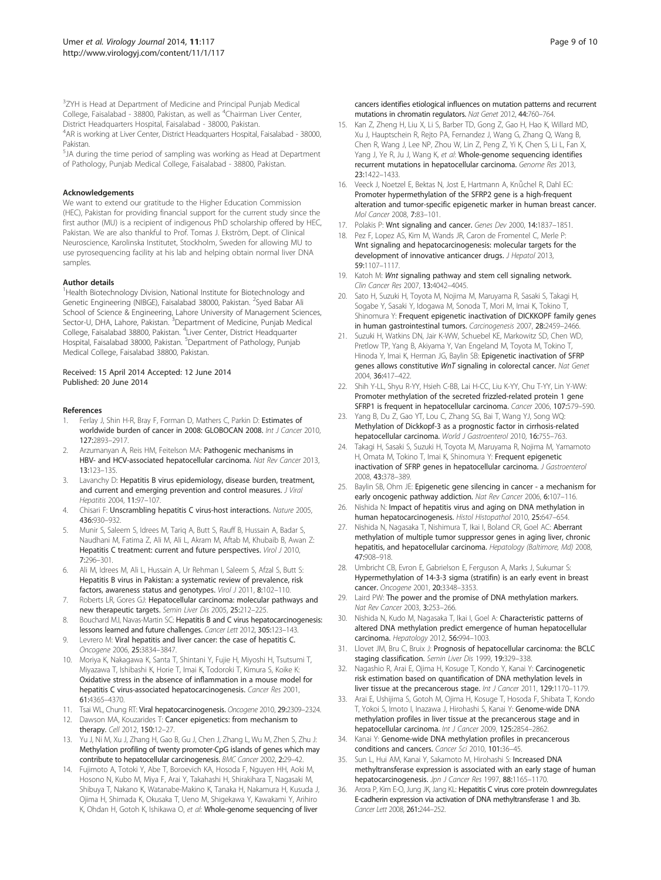[3]ZYH is Head at Department of Medicine and Principal Punjab Medical College, Faisalabad - 38800, Pakistan, as well as [4]Chairman Liver Center, District Headquarters Hospital, Faisalabad - 38000, Pakistan.
[4]AR is working at Liver Center, District Headquarters Hospital, Faisalabad - 38000, Pakistan.
[5]JA during the time period of sampling was working as Head at Department of Pathology, Punjab Medical College, Faisalabad - 38800, Pakistan.

#### Acknowledgements

We want to extend our gratitude to the Higher Education Commission (HEC), Pakistan for providing financial support for the current study since the first author (MU) is a recipient of indigenous PhD scholarship offered by HEC, Pakistan. We are also thankful to Prof. Tomas J. Ekström, Dept. of Clinical Neuroscience, Karolinska Institutet, Stockholm, Sweden for allowing MU to use pyrosequencing facility at his lab and helping obtain normal liver DNA samples.

#### Author details

[1]Health Biotechnology Division, National Institute for Biotechnology and Genetic Engineering (NIBGE), Faisalabad 38000, Pakistan. [2]Syed Babar Ali School of Science & Engineering, Lahore University of Management Sciences, Sector-U, DHA, Lahore, Pakistan. [3]Department of Medicine, Punjab Medical College, Faisalabad 38800, Pakistan. [4]Liver Center, District Headquarter Hospital, Faisalabad 38000, Pakistan. [5]Department of Pathology, Punjab Medical College, Faisalabad 38800, Pakistan.

Received: 15 April 2014 Accepted: 12 June 2014
Published: 20 June 2014

#### References

1. Ferlay J, Shin H-R, Bray F, Forman D, Mathers C, Parkin D: **Estimates of worldwide burden of cancer in 2008: GLOBOCAN 2008.** *Int J Cancer* 2010, **127:**2893–2917.
2. Arzumanyan A, Reis HM, Feitelson MA: **Pathogenic mechanisms in HBV- and HCV-associated hepatocellular carcinoma.** *Nat Rev Cancer* 2013, **13:**123–135.
3. Lavanchy D: **Hepatitis B virus epidemiology, disease burden, treatment, and current and emerging prevention and control measures.** *J Viral Hepatitis* 2004, **11:**97–107.
4. Chisari F: **Unscrambling hepatitis C virus-host interactions.** *Nature* 2005, **436:**930–932.
5. Munir S, Saleem S, Idrees M, Tariq A, Butt S, Rauff B, Hussain A, Badar S, Naudhani M, Fatima Z, Ali M, Ali L, Akram M, Aftab M, Khubaib B, Awan Z: **Hepatitis C treatment: current and future perspectives.** *Virol J* 2010, **7:**296–301.
6. Ali M, Idrees M, Ali L, Hussain A, Ur Rehman I, Saleem S, Afzal S, Butt S: **Hepatitis B virus in Pakistan: a systematic review of prevalence, risk factors, awareness status and genotypes.** *Virol J* 2011, **8:**102–110.
7. Roberts LR, Gores GJ: **Hepatocellular carcinoma: molecular pathways and new therapeutic targets.** *Semin Liver Dis* 2005, **25:**212–225.
8. Bouchard MJ, Navas-Martin SC: **Hepatitis B and C virus hepatocarcinogenesis: lessons learned and future challenges.** *Cancer Lett* 2012, **305:**123–143.
9. Levrero M: **Viral hepatitis and liver cancer: the case of hepatitis C.** *Oncogene* 2006, **25:**3834–3847.
10. Moriya K, Nakagawa K, Santa T, Shintani Y, Fujie H, Miyoshi H, Tsutsumi T, Miyazawa T, Ishibashi K, Horie T, Imai K, Todoroki T, Kimura S, Koike K: **Oxidative stress in the absence of inflammation in a mouse model for hepatitis C virus-associated hepatocarcinogenesis.** *Cancer Res* 2001, **61:**4365–4370.
11. Tsai WL, Chung RT: **Viral hepatocarcinogenesis.** *Oncogene* 2010, **29:**2309–2324.
12. Dawson MA, Kouzarides T: **Cancer epigenetics: from mechanism to therapy.** *Cell* 2012, **150:**12–27.
13. Yu J, Ni M, Xu J, Zhang H, Gao B, Gu J, Chen J, Zhang L, Wu M, Zhen S, Zhu J: **Methylation profiling of twenty promoter-CpG islands of genes which may contribute to hepatocellular carcinogenesis.** *BMC Cancer* 2002, **2:**29–42.
14. Fujimoto A, Totoki Y, Abe T, Boroevich KA, Hosoda F, Nguyen HH, Aoki M, Hosono N, Kubo M, Miya F, Arai Y, Takahashi H, Shirakihara T, Nagasaki M, Shibuya T, Nakano K, Watanabe-Makino K, Tanaka H, Nakamura H, Kusuda J, Ojima H, Shimada K, Okusaka T, Ueno M, Shigekawa Y, Kawakami Y, Arihiro K, Ohdan H, Gotoh K, Ishikawa O, *et al*: **Whole-genome sequencing of liver cancers identifies etiological influences on mutation patterns and recurrent mutations in chromatin regulators.** *Nat Genet* 2012, **44:**760–764.
15. Kan Z, Zheng H, Liu X, Li S, Barber TD, Gong Z, Gao H, Hao K, Willard MD, Xu J, Hauptschein R, Rejto PA, Fernandez J, Wang G, Zhang Q, Wang B, Chen R, Wang J, Lee NP, Zhou W, Lin Z, Peng Z, Yi K, Chen S, Li L, Fan X, Yang J, Ye R, Ju J, Wang K, *et al*: **Whole-genome sequencing identifies recurrent mutations in hepatocellular carcinoma.** *Genome Res* 2013, **23:**1422–1433.
16. Veeck J, Noetzel E, Bektas N, Jost E, Hartmann A, Knüchel R, Dahl EC: **Promoter hypermethylation of the SFRP2 gene is a high-frequent alteration and tumor-specific epigenetic marker in human breast cancer.** *Mol Cancer* 2008, **7:**83–101.
17. Polakis P: **Wnt signaling and cancer.** *Genes Dev* 2000, **14:**1837–1851.
18. Pez F, Lopez AS, Kim M, Wands JR, Caron de Fromentel C, Merle P: **Wnt signaling and hepatocarcinogenesis: molecular targets for the development of innovative anticancer drugs.** *J Hepatol* 2013, **59:**1107–1117.
19. Katoh M: ***Wnt* signaling pathway and stem cell signaling network.** *Clin Cancer Res* 2007, **13:**4042–4045.
20. Sato H, Suzuki H, Toyota M, Nojima M, Maruyama R, Sasaki S, Takagi H, Sogabe Y, Sasaki Y, Idogawa M, Sonoda T, Mori M, Imai K, Tokino T, Shinomura Y: **Frequent epigenetic inactivation of DICKKOPF family genes in human gastrointestinal tumors.** *Carcinogenesis* 2007, **28:**2459–2466.
21. Suzuki H, Watkins DN, Jair K-WW, Schuebel KE, Markowitz SD, Chen WD, Pretlow TP, Yang B, Akiyama Y, Van Engeland M, Toyota M, Tokino T, Hinoda Y, Imai K, Herman JG, Baylin SB: **Epigenetic inactivation of SFRP genes allows constitutive *WnT* signaling in colorectal cancer.** *Nat Genet* 2004, **36:**417–422.
22. Shih Y-LL, Shyu R-YY, Hsieh C-BB, Lai H-CC, Liu K-YY, Chu T-YY, Lin Y-WW: **Promoter methylation of the secreted frizzled-related protein 1 gene SFRP1 is frequent in hepatocellular carcinoma.** *Cancer* 2006, **107:**579–590.
23. Yang B, Du Z, Gao YT, Lou C, Zhang SG, Bai T, Wang YJ, Song WQ: **Methylation of Dickkopf-3 as a prognostic factor in cirrhosis-related hepatocellular carcinoma.** *World J Gastroenterol* 2010, **16:**755–763.
24. Takagi H, Sasaki S, Suzuki H, Toyota M, Maruyama R, Nojima M, Yamamoto H, Omata M, Tokino T, Imai K, Shinomura Y: **Frequent epigenetic inactivation of SFRP genes in hepatocellular carcinoma.** *J Gastroenterol* 2008, **43:**378–389.
25. Baylin SB, Ohm JE: **Epigenetic gene silencing in cancer - a mechanism for early oncogenic pathway addiction.** *Nat Rev Cancer* 2006, **6:**107–116.
26. Nishida N: **Impact of hepatitis virus and aging on DNA methylation in human hepatocarcinogenesis.** *Histol Histopathol* 2010, **25:**647–654.
27. Nishida N, Nagasaka T, Nishimura T, Ikai I, Boland CR, Goel AC: **Aberrant methylation of multiple tumor suppressor genes in aging liver, chronic hepatitis, and hepatocellular carcinoma.** *Hepatology (Baltimore, Md)* 2008, **47:**908–918.
28. Umbricht CB, Evron E, Gabrielson E, Ferguson A, Marks J, Sukumar S: **Hypermethylation of 14-3-3 sigma (stratifin) is an early event in breast cancer.** *Oncogene* 2001, **20:**3348–3353.
29. Laird PW: **The power and the promise of DNA methylation markers.** *Nat Rev Cancer* 2003, **3:**253–266.
30. Nishida N, Kudo M, Nagasaka T, Ikai I, Goel A: **Characteristic patterns of altered DNA methylation predict emergence of human hepatocellular carcinoma.** *Hepatology* 2012, **56:**994–1003.
31. Llovet JM, Bru C, Bruix J: **Prognosis of hepatocellular carcinoma: the BCLC staging classification.** *Semin Liver Dis* 1999, **19:**329–338.
32. Nagashio R, Arai E, Ojima H, Kosuge T, Kondo Y, Kanai Y: **Carcinogenetic risk estimation based on quantification of DNA methylation levels in liver tissue at the precancerous stage.** *Int J Cancer* 2011, **129:**1170–1179.
33. Arai E, Ushijima S, Gotoh M, Ojima H, Kosuge T, Hosoda F, Shibata T, Kondo T, Yokoi S, Imoto I, Inazawa J, Hirohashi S, Kanai Y: **Genome-wide DNA methylation profiles in liver tissue at the precancerous stage and in hepatocellular carcinoma.** *Int J Cancer* 2009, **125:**2854–2862.
34. Kanai Y: **Genome-wide DNA methylation profiles in precancerous conditions and cancers.** *Cancer Sci* 2010, **101:**36–45.
35. Sun L, Hui AM, Kanai Y, Sakamoto M, Hirohashi S: **Increased DNA methyltransferase expression is associated with an early stage of human hepatocarcinogenesis.** *Jpn J Cancer Res* 1997, **88:**1165–1170.
36. Arora P, Kim E-O, Jung JK, Jang KL: **Hepatitis C virus core protein downregulates E-cadherin expression via activation of DNA methyltransferase 1 and 3b.** *Cancer Lett* 2008, **261:**244–252.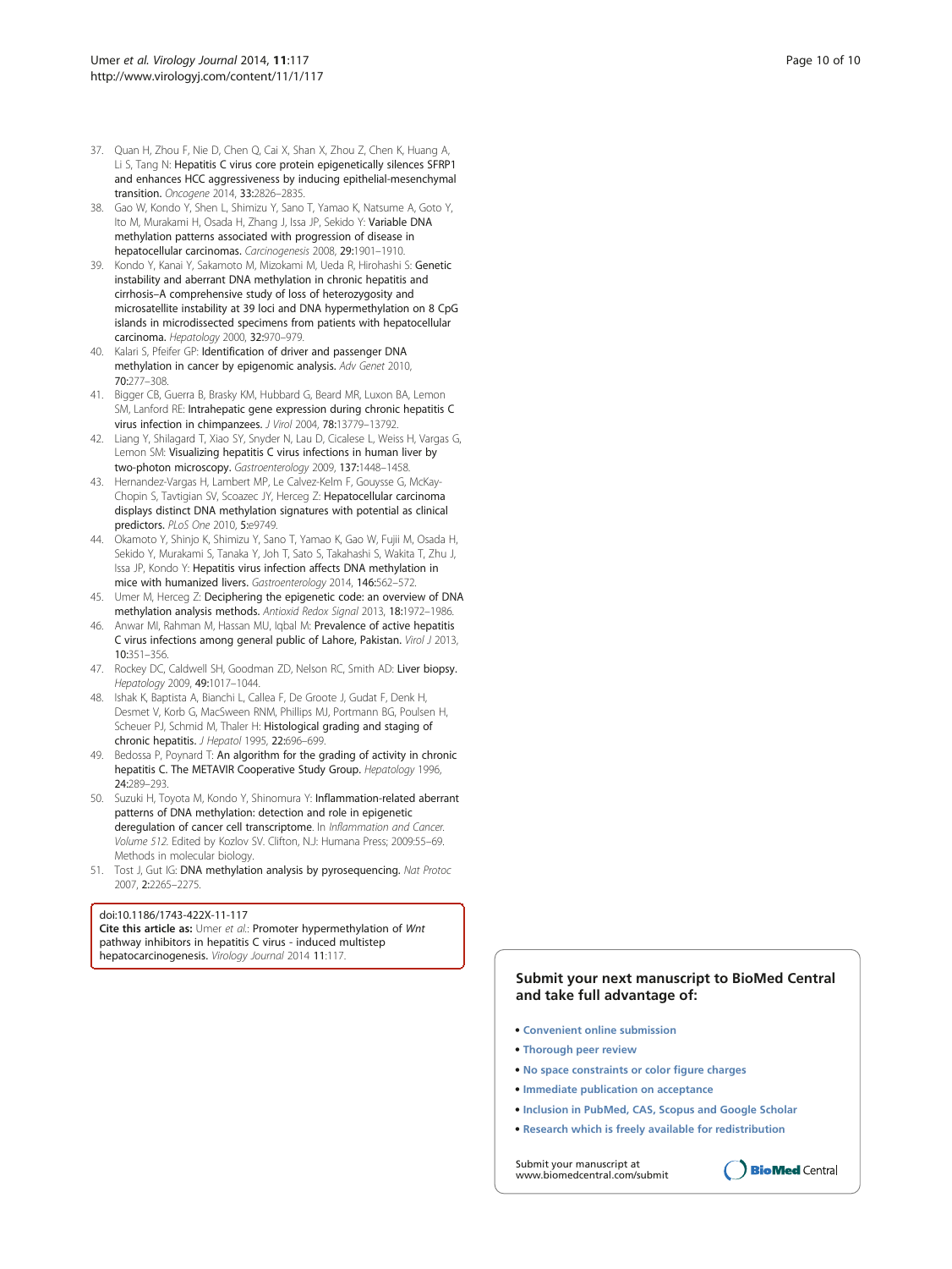37. Quan H, Zhou F, Nie D, Chen Q, Cai X, Shan X, Zhou Z, Chen K, Huang A, Li S, Tang N: **Hepatitis C virus core protein epigenetically silences SFRP1 and enhances HCC aggressiveness by inducing epithelial-mesenchymal transition.** *Oncogene* 2014, **33:**2826–2835.
38. Gao W, Kondo Y, Shen L, Shimizu Y, Sano T, Yamao K, Natsume A, Goto Y, Ito M, Murakami H, Osada H, Zhang J, Issa JP, Sekido Y: **Variable DNA methylation patterns associated with progression of disease in hepatocellular carcinomas.** *Carcinogenesis* 2008, **29:**1901–1910.
39. Kondo Y, Kanai Y, Sakamoto M, Mizokami M, Ueda R, Hirohashi S: **Genetic instability and aberrant DNA methylation in chronic hepatitis and cirrhosis–A comprehensive study of loss of heterozygosity and microsatellite instability at 39 loci and DNA hypermethylation on 8 CpG islands in microdissected specimens from patients with hepatocellular carcinoma.** *Hepatology* 2000, **32:**970–979.
40. Kalari S, Pfeifer GP: **Identification of driver and passenger DNA methylation in cancer by epigenomic analysis.** *Adv Genet* 2010, **70:**277–308.
41. Bigger CB, Guerra B, Brasky KM, Hubbard G, Beard MR, Luxon BA, Lemon SM, Lanford RE: **Intrahepatic gene expression during chronic hepatitis C virus infection in chimpanzees.** *J Virol* 2004, **78:**13779–13792.
42. Liang Y, Shilagard T, Xiao SY, Snyder N, Lau D, Cicalese L, Weiss H, Vargas G, Lemon SM: **Visualizing hepatitis C virus infections in human liver by two-photon microscopy.** *Gastroenterology* 2009, **137:**1448–1458.
43. Hernandez-Vargas H, Lambert MP, Le Calvez-Kelm F, Gouysse G, McKay-Chopin S, Tavtigian SV, Scoazec JY, Herceg Z: **Hepatocellular carcinoma displays distinct DNA methylation signatures with potential as clinical predictors.** *PLoS One* 2010, **5:**e9749.
44. Okamoto Y, Shinjo K, Shimizu Y, Sano T, Yamao K, Gao W, Fujii M, Osada H, Sekido Y, Murakami S, Tanaka Y, Joh T, Sato S, Takahashi S, Wakita T, Zhu J, Issa JP, Kondo Y: **Hepatitis virus infection affects DNA methylation in mice with humanized livers.** *Gastroenterology* 2014, **146:**562–572.
45. Umer M, Herceg Z: **Deciphering the epigenetic code: an overview of DNA methylation analysis methods.** *Antioxid Redox Signal* 2013, **18:**1972–1986.
46. Anwar MI, Rahman M, Hassan MU, Iqbal M: **Prevalence of active hepatitis C virus infections among general public of Lahore, Pakistan.** *Virol J* 2013, **10:**351–356.
47. Rockey DC, Caldwell SH, Goodman ZD, Nelson RC, Smith AD: **Liver biopsy.** *Hepatology* 2009, **49:**1017–1044.
48. Ishak K, Baptista A, Bianchi L, Callea F, De Groote J, Gudat F, Denk H, Desmet V, Korb G, MacSween RNM, Phillips MJ, Portmann BG, Poulsen H, Scheuer PJ, Schmid M, Thaler H: **Histological grading and staging of chronic hepatitis.** *J Hepatol* 1995, **22:**696–699.
49. Bedossa P, Poynard T: **An algorithm for the grading of activity in chronic hepatitis C. The METAVIR Cooperative Study Group.** *Hepatology* 1996, **24:**289–293.
50. Suzuki H, Toyota M, Kondo Y, Shinomura Y: **Inflammation-related aberrant patterns of DNA methylation: detection and role in epigenetic deregulation of cancer cell transcriptome.** In *Inflammation and Cancer. Volume 512.* Edited by Kozlov SV. Clifton, NJ: Humana Press; 2009:55–69. Methods in molecular biology.
51. Tost J, Gut IG: **DNA methylation analysis by pyrosequencing.** *Nat Protoc* 2007, **2:**2265–2275.

doi:10.1186/1743-422X-11-117
**Cite this article as:** Umer *et al.*: Promoter hypermethylation of *Wnt* pathway inhibitors in hepatitis C virus - induced multistep hepatocarcinogenesis. *Virology Journal* 2014 **11**:117.

**Submit your next manuscript to BioMed Central and take full advantage of:**

- **Convenient online submission**
- **Thorough peer review**
- **No space constraints or color figure charges**
- **Immediate publication on acceptance**
- **Inclusion in PubMed, CAS, Scopus and Google Scholar**
- **Research which is freely available for redistribution**

Submit your manuscript at
www.biomedcentral.com/submit

BioMed Central